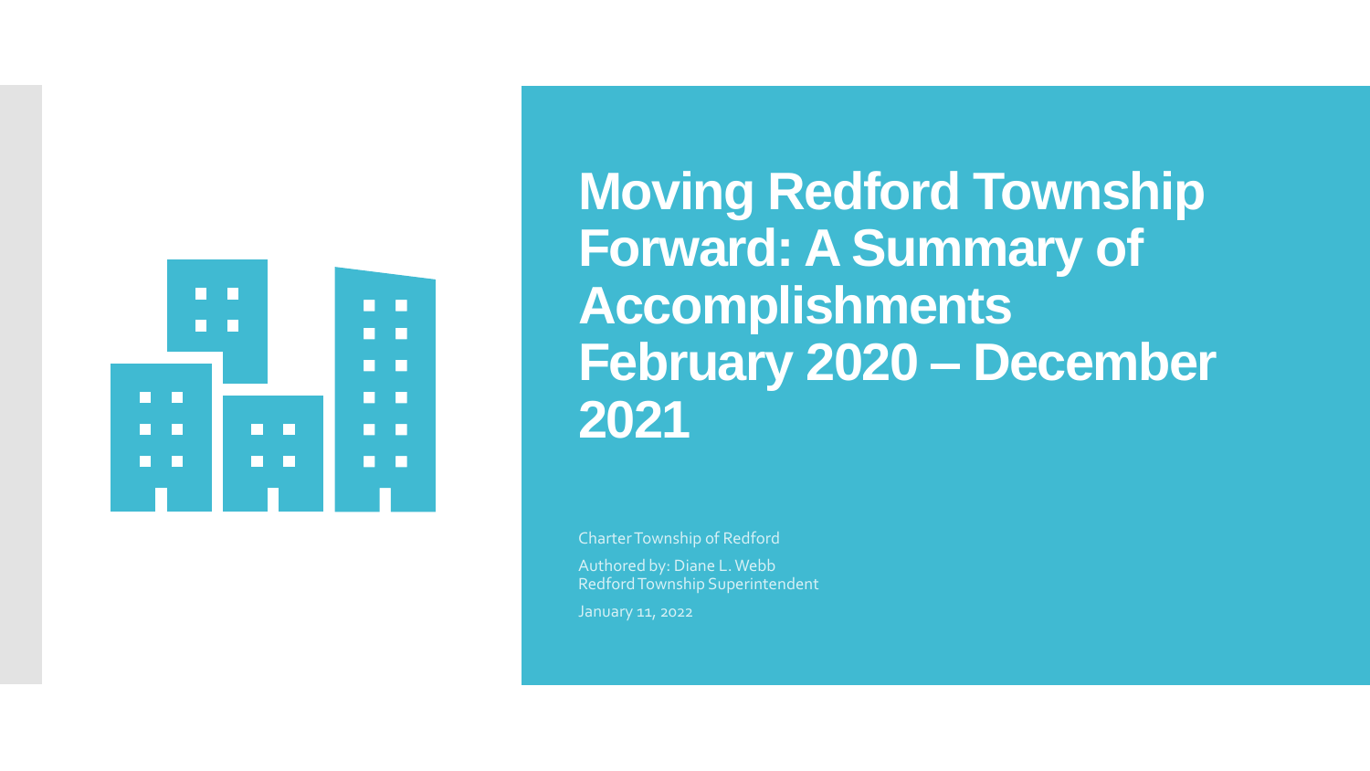# Moving Redford Township Forward: A Summary of Accomplishments February 2020 – December 2021

Charter Township of Redford

Authored by: Diane L. Webb
Redford Township Superintendent

January 11, 2022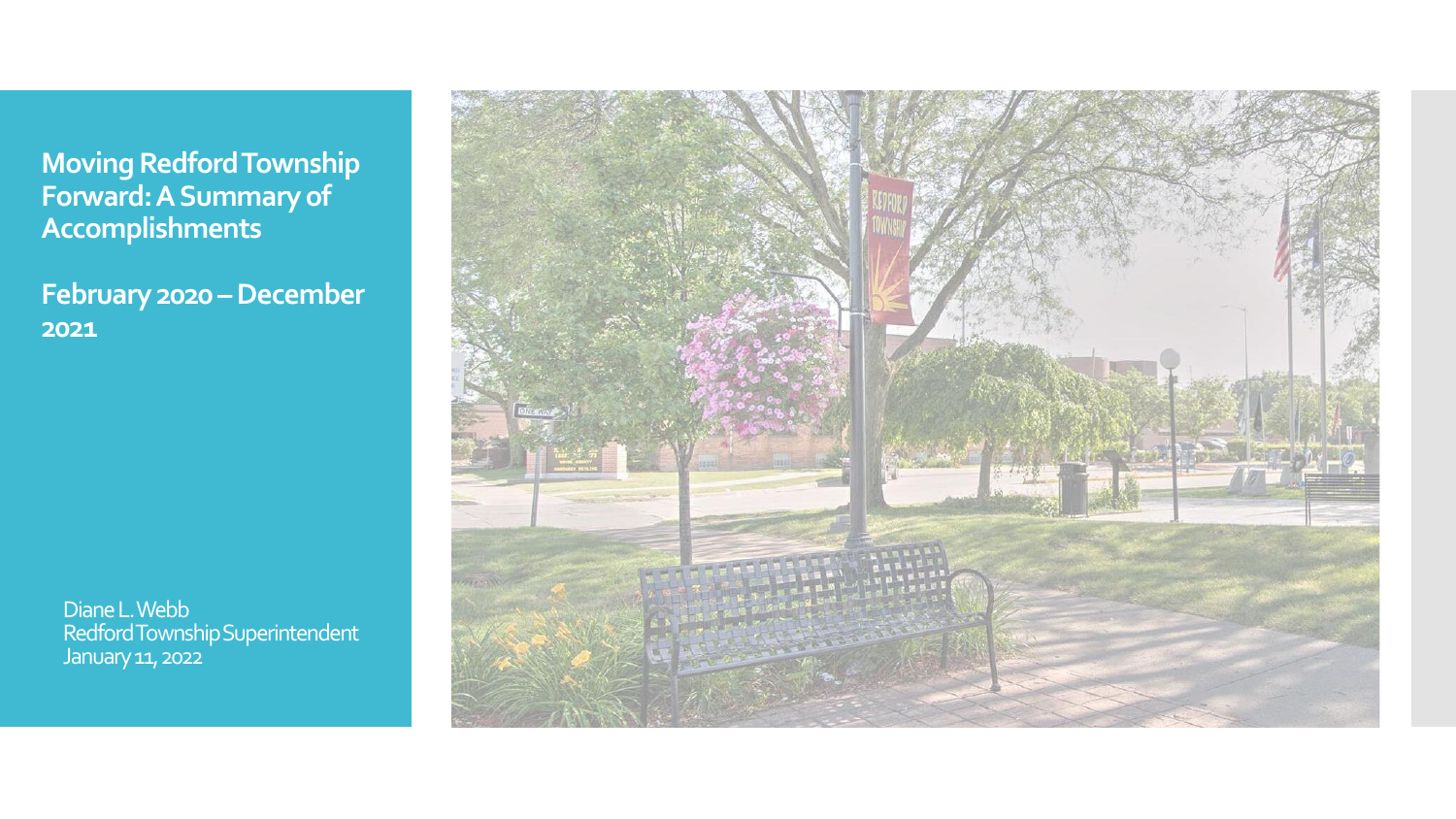# Moving Redford Township Forward: A Summary of Accomplishments

## February 2020 – December 2021

Diane L. Webb
Redford Township Superintendent
January 11, 2022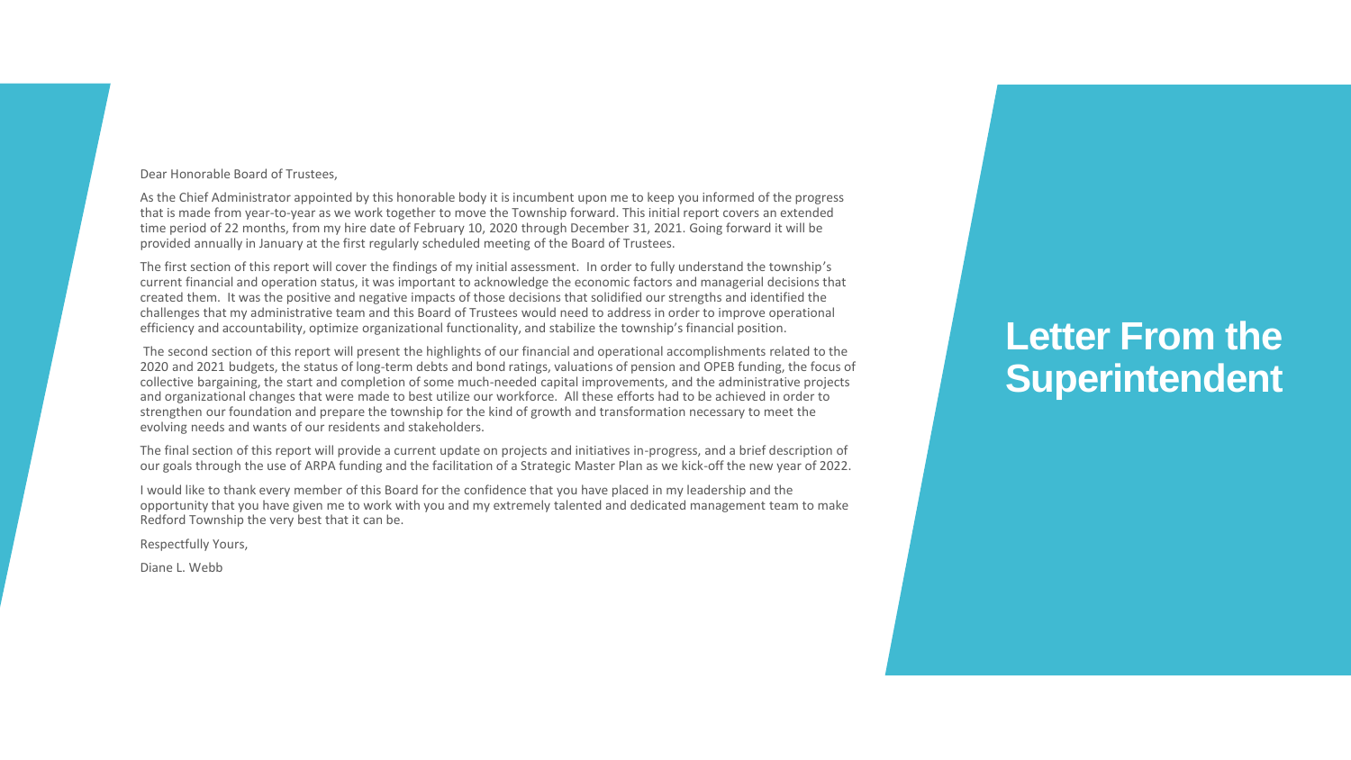# Letter From the Superintendent

Dear Honorable Board of Trustees,

As the Chief Administrator appointed by this honorable body it is incumbent upon me to keep you informed of the progress that is made from year-to-year as we work together to move the Township forward. This initial report covers an extended time period of 22 months, from my hire date of February 10, 2020 through December 31, 2021. Going forward it will be provided annually in January at the first regularly scheduled meeting of the Board of Trustees.

The first section of this report will cover the findings of my initial assessment. In order to fully understand the township's current financial and operation status, it was important to acknowledge the economic factors and managerial decisions that created them. It was the positive and negative impacts of those decisions that solidified our strengths and identified the challenges that my administrative team and this Board of Trustees would need to address in order to improve operational efficiency and accountability, optimize organizational functionality, and stabilize the township's financial position.

The second section of this report will present the highlights of our financial and operational accomplishments related to the 2020 and 2021 budgets, the status of long-term debts and bond ratings, valuations of pension and OPEB funding, the focus of collective bargaining, the start and completion of some much-needed capital improvements, and the administrative projects and organizational changes that were made to best utilize our workforce. All these efforts had to be achieved in order to strengthen our foundation and prepare the township for the kind of growth and transformation necessary to meet the evolving needs and wants of our residents and stakeholders.

The final section of this report will provide a current update on projects and initiatives in-progress, and a brief description of our goals through the use of ARPA funding and the facilitation of a Strategic Master Plan as we kick-off the new year of 2022.

I would like to thank every member of this Board for the confidence that you have placed in my leadership and the opportunity that you have given me to work with you and my extremely talented and dedicated management team to make Redford Township the very best that it can be.

Respectfully Yours,

Diane L. Webb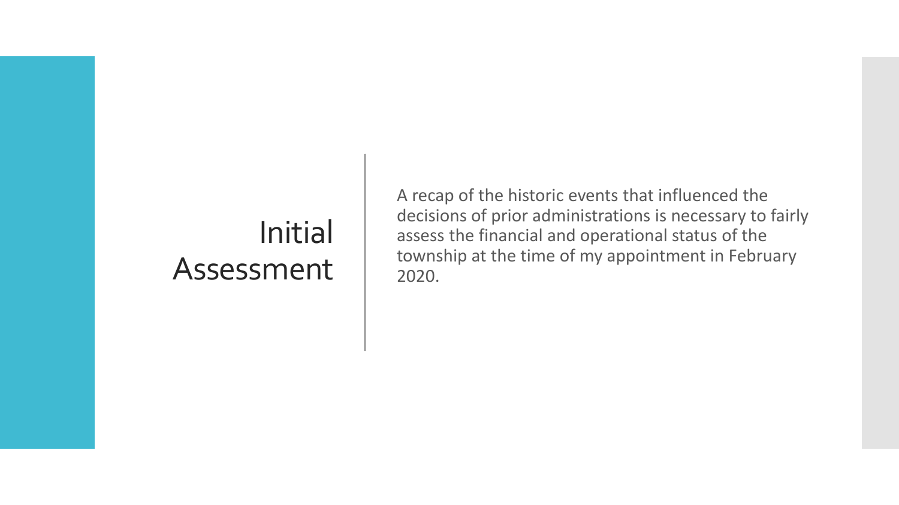# Initial Assessment

A recap of the historic events that influenced the decisions of prior administrations is necessary to fairly assess the financial and operational status of the township at the time of my appointment in February 2020.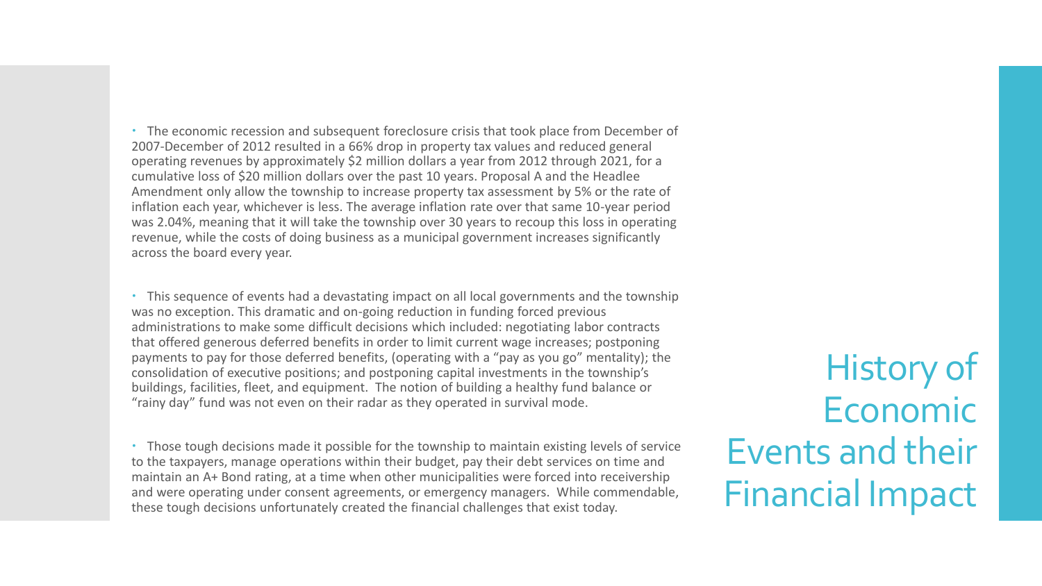# History of Economic Events and their Financial Impact

- The economic recession and subsequent foreclosure crisis that took place from December of 2007-December of 2012 resulted in a 66% drop in property tax values and reduced general operating revenues by approximately $2 million dollars a year from 2012 through 2021, for a cumulative loss of $20 million dollars over the past 10 years. Proposal A and the Headlee Amendment only allow the township to increase property tax assessment by 5% or the rate of inflation each year, whichever is less. The average inflation rate over that same 10-year period was 2.04%, meaning that it will take the township over 30 years to recoup this loss in operating revenue, while the costs of doing business as a municipal government increases significantly across the board every year.

- This sequence of events had a devastating impact on all local governments and the township was no exception. This dramatic and on-going reduction in funding forced previous administrations to make some difficult decisions which included: negotiating labor contracts that offered generous deferred benefits in order to limit current wage increases; postponing payments to pay for those deferred benefits, (operating with a "pay as you go" mentality); the consolidation of executive positions; and postponing capital investments in the township's buildings, facilities, fleet, and equipment. The notion of building a healthy fund balance or "rainy day" fund was not even on their radar as they operated in survival mode.

- Those tough decisions made it possible for the township to maintain existing levels of service to the taxpayers, manage operations within their budget, pay their debt services on time and maintain an A+ Bond rating, at a time when other municipalities were forced into receivership and were operating under consent agreements, or emergency managers. While commendable, these tough decisions unfortunately created the financial challenges that exist today.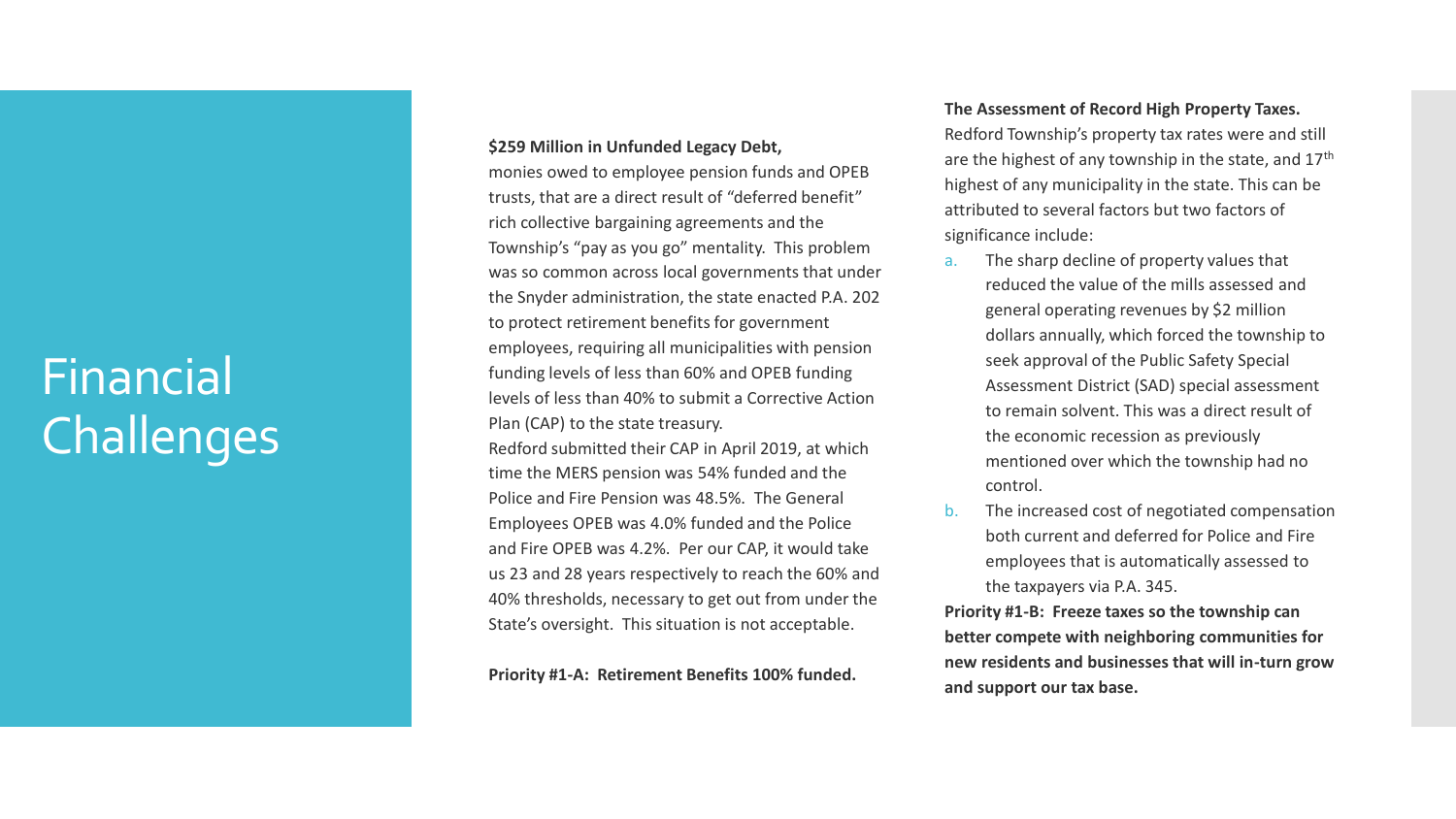# Financial Challenges

**$259 Million in Unfunded Legacy Debt,**
monies owed to employee pension funds and OPEB trusts, that are a direct result of "deferred benefit" rich collective bargaining agreements and the Township's "pay as you go" mentality. This problem was so common across local governments that under the Snyder administration, the state enacted P.A. 202 to protect retirement benefits for government employees, requiring all municipalities with pension funding levels of less than 60% and OPEB funding levels of less than 40% to submit a Corrective Action Plan (CAP) to the state treasury.
Redford submitted their CAP in April 2019, at which time the MERS pension was 54% funded and the Police and Fire Pension was 48.5%. The General Employees OPEB was 4.0% funded and the Police and Fire OPEB was 4.2%. Per our CAP, it would take us 23 and 28 years respectively to reach the 60% and 40% thresholds, necessary to get out from under the State's oversight. This situation is not acceptable.

**Priority #1-A: Retirement Benefits 100% funded.**

**The Assessment of Record High Property Taxes.**
Redford Township's property tax rates were and still are the highest of any township in the state, and 17th highest of any municipality in the state. This can be attributed to several factors but two factors of significance include:

a. The sharp decline of property values that reduced the value of the mills assessed and general operating revenues by $2 million dollars annually, which forced the township to seek approval of the Public Safety Special Assessment District (SAD) special assessment to remain solvent. This was a direct result of the economic recession as previously mentioned over which the township had no control.
b. The increased cost of negotiated compensation both current and deferred for Police and Fire employees that is automatically assessed to the taxpayers via P.A. 345.

**Priority #1-B: Freeze taxes so the township can better compete with neighboring communities for new residents and businesses that will in-turn grow and support our tax base.**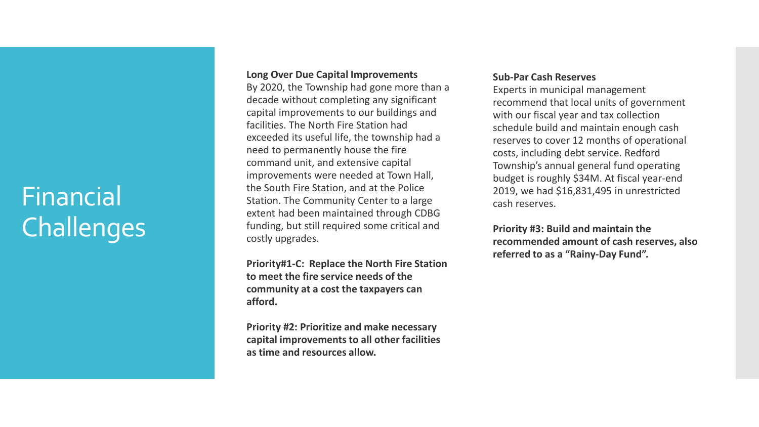# Financial Challenges

**Long Over Due Capital Improvements**

By 2020, the Township had gone more than a decade without completing any significant capital improvements to our buildings and facilities. The North Fire Station had exceeded its useful life, the township had a need to permanently house the fire command unit, and extensive capital improvements were needed at Town Hall, the South Fire Station, and at the Police Station. The Community Center to a large extent had been maintained through CDBG funding, but still required some critical and costly upgrades.

**Priority#1-C: Replace the North Fire Station to meet the fire service needs of the community at a cost the taxpayers can afford.**

**Priority #2: Prioritize and make necessary capital improvements to all other facilities as time and resources allow.**

**Sub-Par Cash Reserves**

Experts in municipal management recommend that local units of government with our fiscal year and tax collection schedule build and maintain enough cash reserves to cover 12 months of operational costs, including debt service. Redford Township's annual general fund operating budget is roughly $34M. At fiscal year-end 2019, we had $16,831,495 in unrestricted cash reserves.

**Priority #3: Build and maintain the recommended amount of cash reserves, also referred to as a "Rainy-Day Fund".**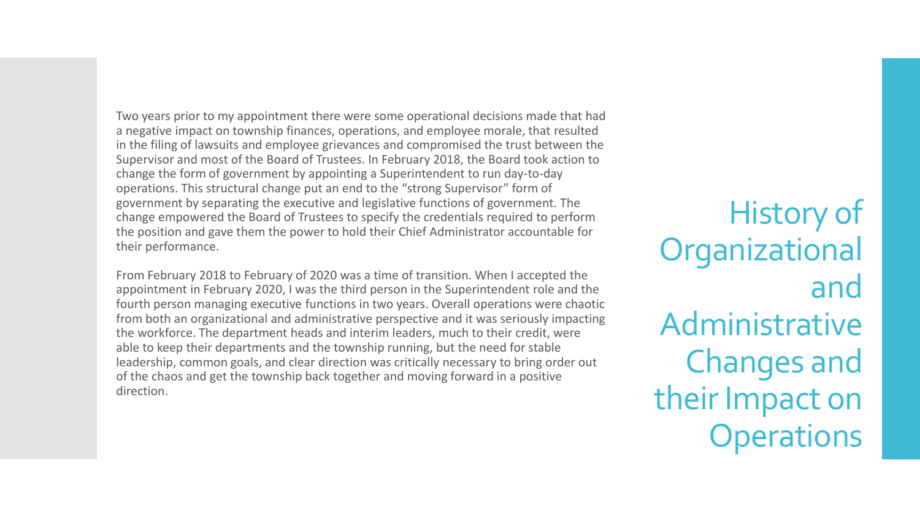# History of Organizational and Administrative Changes and their Impact on Operations

Two years prior to my appointment there were some operational decisions made that had a negative impact on township finances, operations, and employee morale, that resulted in the filing of lawsuits and employee grievances and compromised the trust between the Supervisor and most of the Board of Trustees. In February 2018, the Board took action to change the form of government by appointing a Superintendent to run day-to-day operations. This structural change put an end to the "strong Supervisor" form of government by separating the executive and legislative functions of government. The change empowered the Board of Trustees to specify the credentials required to perform the position and gave them the power to hold their Chief Administrator accountable for their performance.

From February 2018 to February of 2020 was a time of transition. When I accepted the appointment in February 2020, I was the third person in the Superintendent role and the fourth person managing executive functions in two years. Overall operations were chaotic from both an organizational and administrative perspective and it was seriously impacting the workforce. The department heads and interim leaders, much to their credit, were able to keep their departments and the township running, but the need for stable leadership, common goals, and clear direction was critically necessary to bring order out of the chaos and get the township back together and moving forward in a positive direction.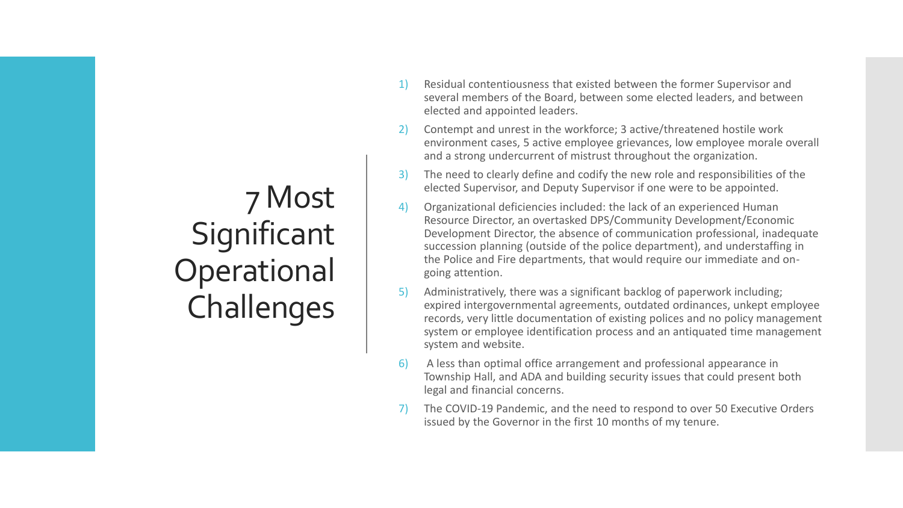# 7 Most Significant Operational Challenges

1) Residual contentiousness that existed between the former Supervisor and several members of the Board, between some elected leaders, and between elected and appointed leaders.
2) Contempt and unrest in the workforce; 3 active/threatened hostile work environment cases, 5 active employee grievances, low employee morale overall and a strong undercurrent of mistrust throughout the organization.
3) The need to clearly define and codify the new role and responsibilities of the elected Supervisor, and Deputy Supervisor if one were to be appointed.
4) Organizational deficiencies included: the lack of an experienced Human Resource Director, an overtasked DPS/Community Development/Economic Development Director, the absence of communication professional, inadequate succession planning (outside of the police department), and understaffing in the Police and Fire departments, that would require our immediate and on-going attention.
5) Administratively, there was a significant backlog of paperwork including; expired intergovernmental agreements, outdated ordinances, unkept employee records, very little documentation of existing polices and no policy management system or employee identification process and an antiquated time management system and website.
6) A less than optimal office arrangement and professional appearance in Township Hall, and ADA and building security issues that could present both legal and financial concerns.
7) The COVID-19 Pandemic, and the need to respond to over 50 Executive Orders issued by the Governor in the first 10 months of my tenure.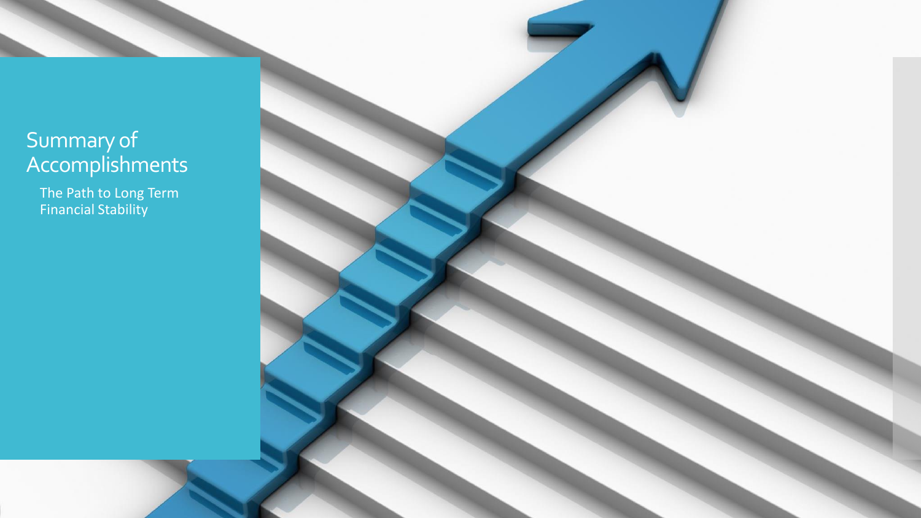# Summary of Accomplishments

The Path to Long Term Financial Stability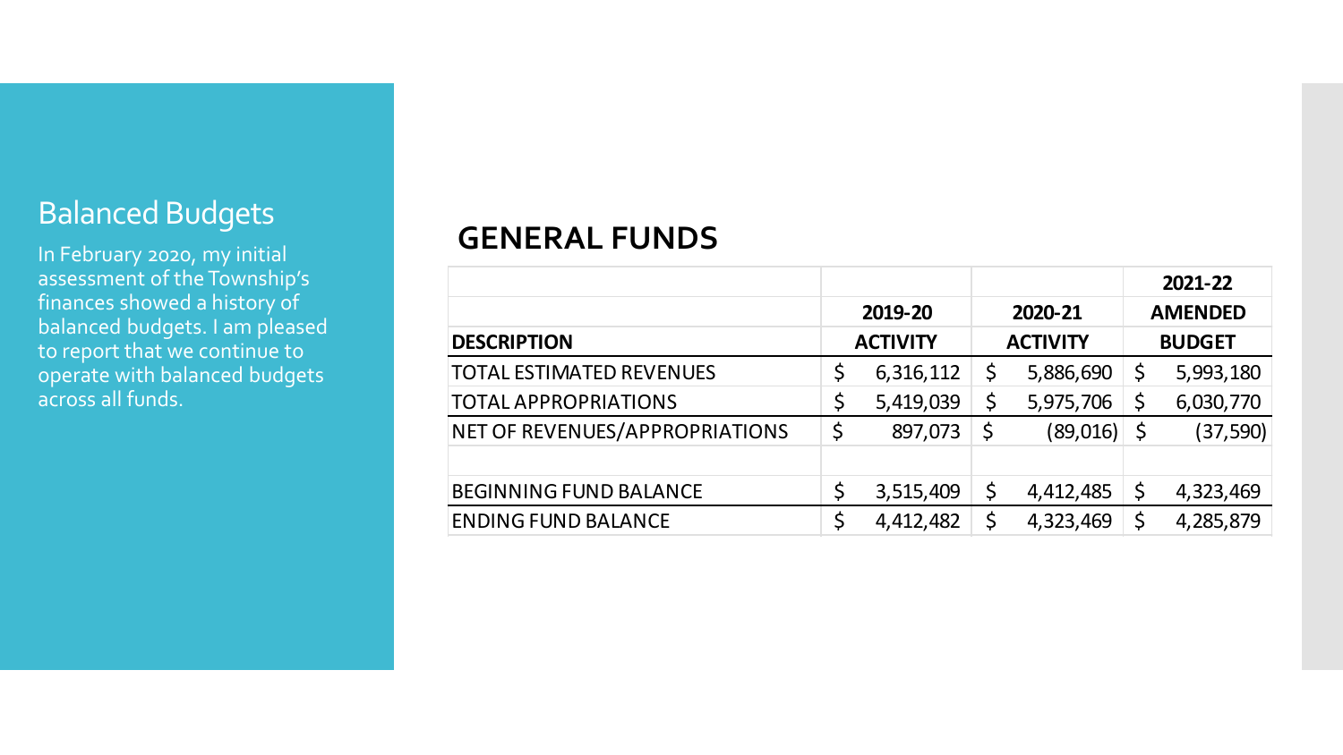## Balanced Budgets

In February 2020, my initial assessment of the Township's finances showed a history of balanced budgets. I am pleased to report that we continue to operate with balanced budgets across all funds.

## GENERAL FUNDS

| DESCRIPTION | 2019-20 ACTIVITY | 2020-21 ACTIVITY | 2021-22 AMENDED BUDGET |
|---|---|---|---|
| TOTAL ESTIMATED REVENUES | $ 6,316,112 | $ 5,886,690 | $ 5,993,180 |
| TOTAL APPROPRIATIONS | $ 5,419,039 | $ 5,975,706 | $ 6,030,770 |
| NET OF REVENUES/APPROPRIATIONS | $ 897,073 | $ (89,016) | $ (37,590) |
| | | | |
| BEGINNING FUND BALANCE | $ 3,515,409 | $ 4,412,485 | $ 4,323,469 |
| ENDING FUND BALANCE | $ 4,412,482 | $ 4,323,469 | $ 4,285,879 |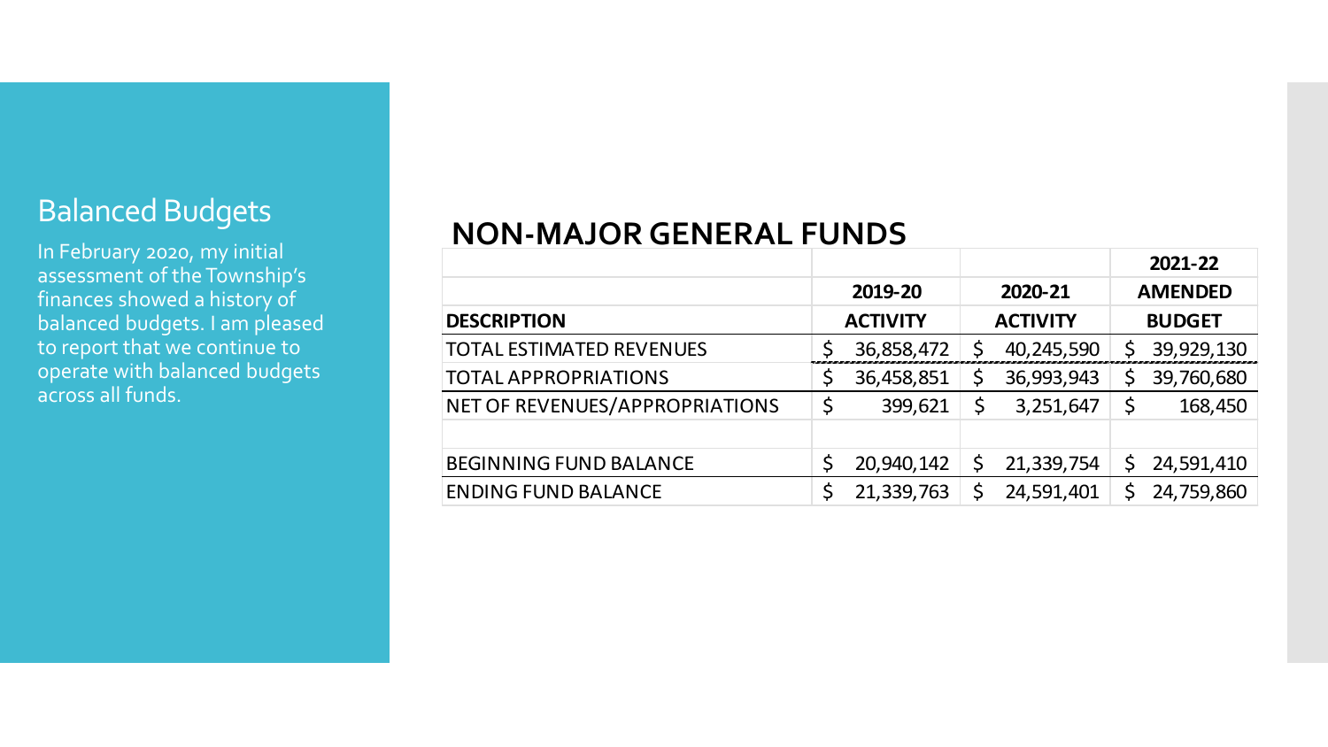## Balanced Budgets

In February 2020, my initial assessment of the Township's finances showed a history of balanced budgets. I am pleased to report that we continue to operate with balanced budgets across all funds.

## NON-MAJOR GENERAL FUNDS

| | | 2021-22 |
|---|---|---|---|
| | 2019-20 | 2020-21 | AMENDED |
| **DESCRIPTION** | **ACTIVITY** | **ACTIVITY** | **BUDGET** |
| TOTAL ESTIMATED REVENUES | $ 36,858,472 | $ 40,245,590 | $ 39,929,130 |
| TOTAL APPROPRIATIONS | $ 36,458,851 | $ 36,993,943 | $ 39,760,680 |
| NET OF REVENUES/APPROPRIATIONS | $ 399,621 | $ 3,251,647 | $ 168,450 |
| | | | |
| BEGINNING FUND BALANCE | $ 20,940,142 | $ 21,339,754 | $ 24,591,410 |
| ENDING FUND BALANCE | $ 21,339,763 | $ 24,591,401 | $ 24,759,860 |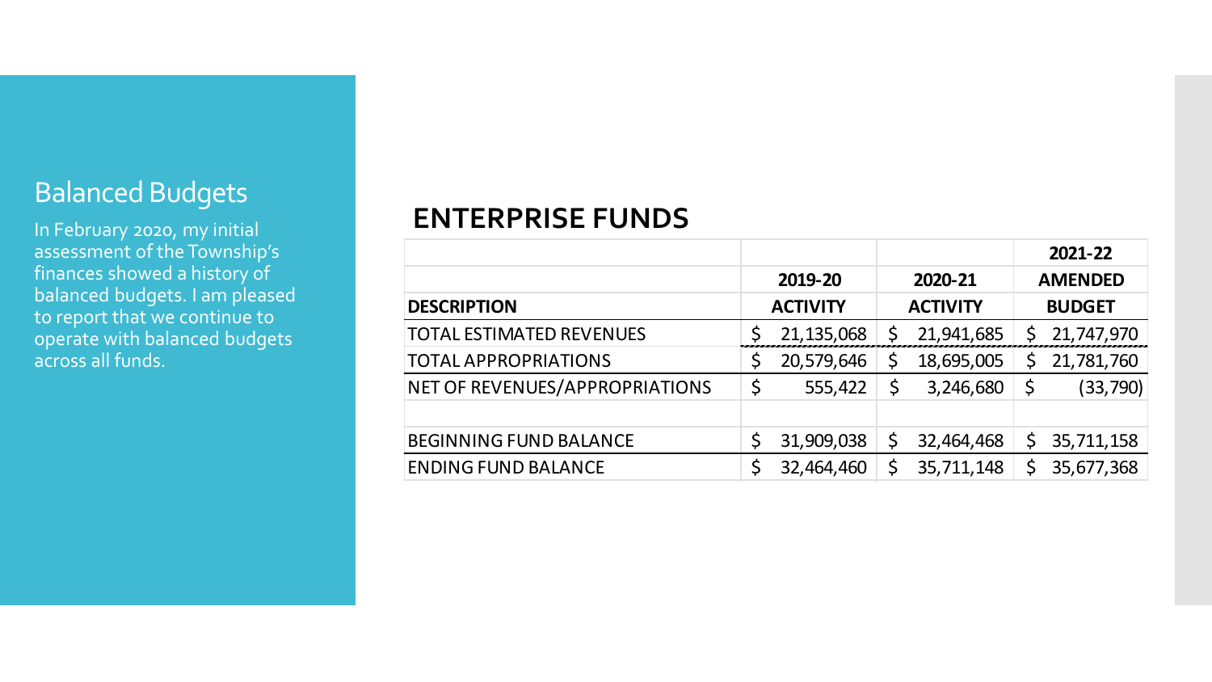## Balanced Budgets

In February 2020, my initial assessment of the Township's finances showed a history of balanced budgets. I am pleased to report that we continue to operate with balanced budgets across all funds.

## ENTERPRISE FUNDS

| DESCRIPTION | 2019-20 ACTIVITY | 2020-21 ACTIVITY | 2021-22 AMENDED BUDGET |
|---|---|---|---|
| TOTAL ESTIMATED REVENUES | $ 21,135,068 | $ 21,941,685 | $ 21,747,970 |
| TOTAL APPROPRIATIONS | $ 20,579,646 | $ 18,695,005 | $ 21,781,760 |
| NET OF REVENUES/APPROPRIATIONS | $ 555,422 | $ 3,246,680 | $ (33,790) |
| | | | |
| BEGINNING FUND BALANCE | $ 31,909,038 | $ 32,464,468 | $ 35,711,158 |
| ENDING FUND BALANCE | $ 32,464,460 | $ 35,711,148 | $ 35,677,368 |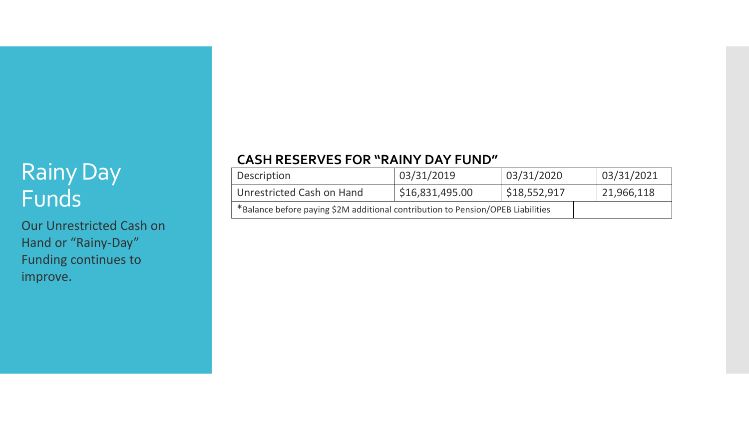# Rainy Day Funds

Our Unrestricted Cash on Hand or "Rainy-Day" Funding continues to improve.

**CASH RESERVES FOR "RAINY DAY FUND"**

| Description | 03/31/2019 | 03/31/2020 | 03/31/2021 |
|---|---|---|---|
| Unrestricted Cash on Hand | $16,831,495.00 | $18,552,917 | 21,966,118 |
| *Balance before paying $2M additional contribution to Pension/OPEB Liabilities | | | |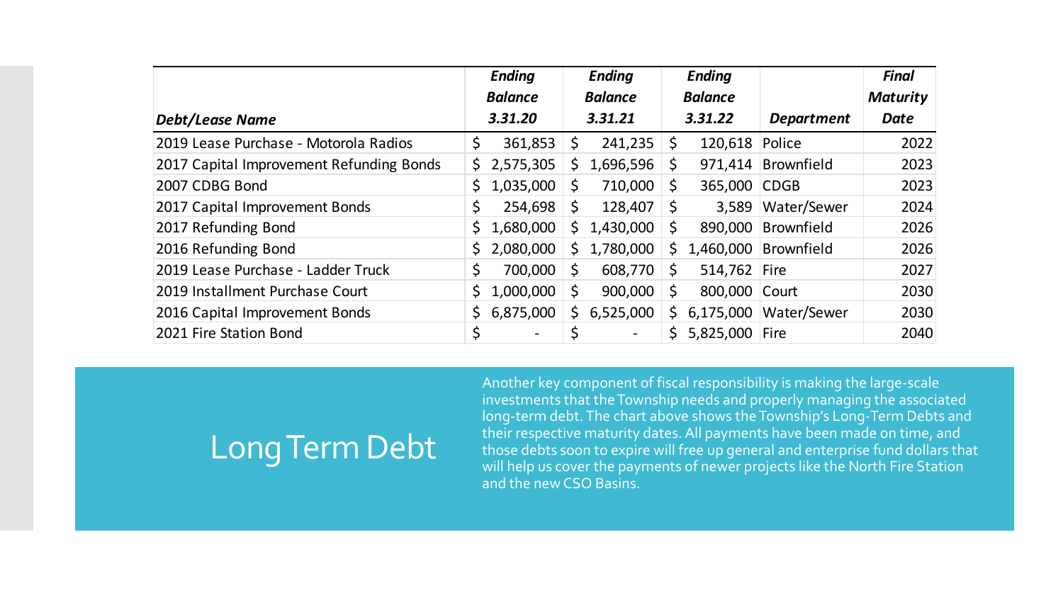| Debt/Lease Name | *Ending Balance 3.31.20* | *Ending Balance 3.31.21* | *Ending Balance 3.31.22* | *Department* | *Final Maturity Date* |
|---|---|---|---|---|---|
| 2019 Lease Purchase - Motorola Radios | $ 361,853 | $ 241,235 | $ 120,618 | Police | 2022 |
| 2017 Capital Improvement Refunding Bonds | $ 2,575,305 | $ 1,696,596 | $ 971,414 | Brownfield | 2023 |
| 2007 CDBG Bond | $ 1,035,000 | $ 710,000 | $ 365,000 | CDGB | 2023 |
| 2017 Capital Improvement Bonds | $ 254,698 | $ 128,407 | $ 3,589 | Water/Sewer | 2024 |
| 2017 Refunding Bond | $ 1,680,000 | $ 1,430,000 | $ 890,000 | Brownfield | 2026 |
| 2016 Refunding Bond | $ 2,080,000 | $ 1,780,000 | $ 1,460,000 | Brownfield | 2026 |
| 2019 Lease Purchase - Ladder Truck | $ 700,000 | $ 608,770 | $ 514,762 | Fire | 2027 |
| 2019 Installment Purchase Court | $ 1,000,000 | $ 900,000 | $ 800,000 | Court | 2030 |
| 2016 Capital Improvement Bonds | $ 6,875,000 | $ 6,525,000 | $ 6,175,000 | Water/Sewer | 2030 |
| 2021 Fire Station Bond | $ - | $ - | $ 5,825,000 | Fire | 2040 |

# Long Term Debt

Another key component of fiscal responsibility is making the large-scale investments that the Township needs and properly managing the associated long-term debt. The chart above shows the Township's Long-Term Debts and their respective maturity dates. All payments have been made on time, and those debts soon to expire will free up general and enterprise fund dollars that will help us cover the payments of newer projects like the North Fire Station and the new CSO Basins.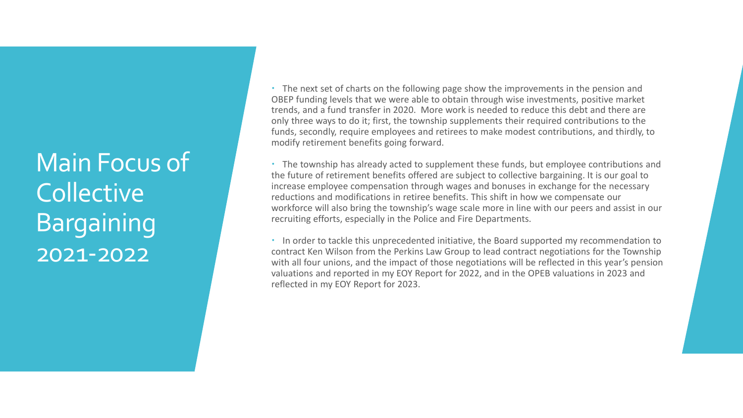# Main Focus of Collective Bargaining 2021-2022

- The next set of charts on the following page show the improvements in the pension and OBEP funding levels that we were able to obtain through wise investments, positive market trends, and a fund transfer in 2020. More work is needed to reduce this debt and there are only three ways to do it; first, the township supplements their required contributions to the funds, secondly, require employees and retirees to make modest contributions, and thirdly, to modify retirement benefits going forward.
- The township has already acted to supplement these funds, but employee contributions and the future of retirement benefits offered are subject to collective bargaining. It is our goal to increase employee compensation through wages and bonuses in exchange for the necessary reductions and modifications in retiree benefits. This shift in how we compensate our workforce will also bring the township's wage scale more in line with our peers and assist in our recruiting efforts, especially in the Police and Fire Departments.
- In order to tackle this unprecedented initiative, the Board supported my recommendation to contract Ken Wilson from the Perkins Law Group to lead contract negotiations for the Township with all four unions, and the impact of those negotiations will be reflected in this year's pension valuations and reported in my EOY Report for 2022, and in the OPEB valuations in 2023 and reflected in my EOY Report for 2023.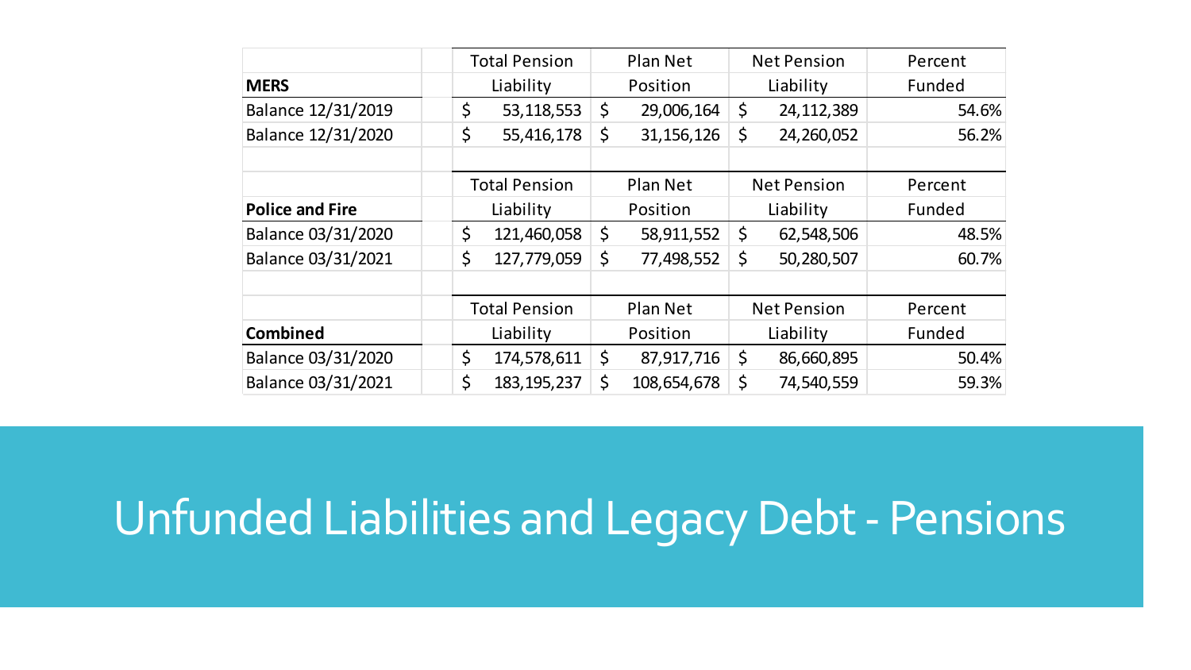# Unfunded Liabilities and Legacy Debt - Pensions

| MERS | Total Pension Liability | Plan Net Position | Net Pension Liability | Percent Funded |
|---|---|---|---|---|
| Balance 12/31/2019 | $ 53,118,553 | $ 29,006,164 | $ 24,112,389 | 54.6% |
| Balance 12/31/2020 | $ 55,416,178 | $ 31,156,126 | $ 24,260,052 | 56.2% |

| Police and Fire | Total Pension Liability | Plan Net Position | Net Pension Liability | Percent Funded |
|---|---|---|---|---|
| Balance 03/31/2020 | $ 121,460,058 | $ 58,911,552 | $ 62,548,506 | 48.5% |
| Balance 03/31/2021 | $ 127,779,059 | $ 77,498,552 | $ 50,280,507 | 60.7% |

| Combined | Total Pension Liability | Plan Net Position | Net Pension Liability | Percent Funded |
|---|---|---|---|---|
| Balance 03/31/2020 | $ 174,578,611 | $ 87,917,716 | $ 86,660,895 | 50.4% |
| Balance 03/31/2021 | $ 183,195,237 | $ 108,654,678 | $ 74,540,559 | 59.3% |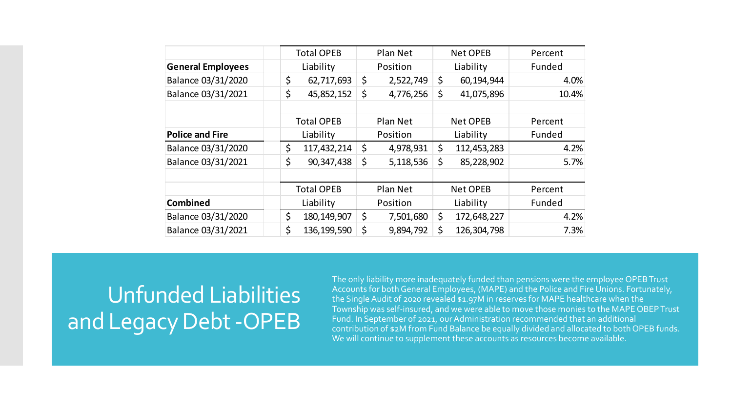| General Employees | Total OPEB Liability | Plan Net Position | Net OPEB Liability | Percent Funded |
|---|---|---|---|---|
| Balance 03/31/2020 | $ 62,717,693 | $ 2,522,749 | $ 60,194,944 | 4.0% |
| Balance 03/31/2021 | $ 45,852,152 | $ 4,776,256 | $ 41,075,896 | 10.4% |

| Police and Fire | Total OPEB Liability | Plan Net Position | Net OPEB Liability | Percent Funded |
|---|---|---|---|---|
| Balance 03/31/2020 | $ 117,432,214 | $ 4,978,931 | $ 112,453,283 | 4.2% |
| Balance 03/31/2021 | $ 90,347,438 | $ 5,118,536 | $ 85,228,902 | 5.7% |

| Combined | Total OPEB Liability | Plan Net Position | Net OPEB Liability | Percent Funded |
|---|---|---|---|---|
| Balance 03/31/2020 | $ 180,149,907 | $ 7,501,680 | $ 172,648,227 | 4.2% |
| Balance 03/31/2021 | $ 136,199,590 | $ 9,894,792 | $ 126,304,798 | 7.3% |

# Unfunded Liabilities and Legacy Debt -OPEB

The only liability more inadequately funded than pensions were the employee OPEB Trust Accounts for both General Employees, (MAPE) and the Police and Fire Unions. Fortunately, the Single Audit of 2020 revealed $1.97M in reserves for MAPE healthcare when the Township was self-insured, and we were able to move those monies to the MAPE OBEP Trust Fund. In September of 2021, our Administration recommended that an additional contribution of $2M from Fund Balance be equally divided and allocated to both OPEB funds. We will continue to supplement these accounts as resources become available.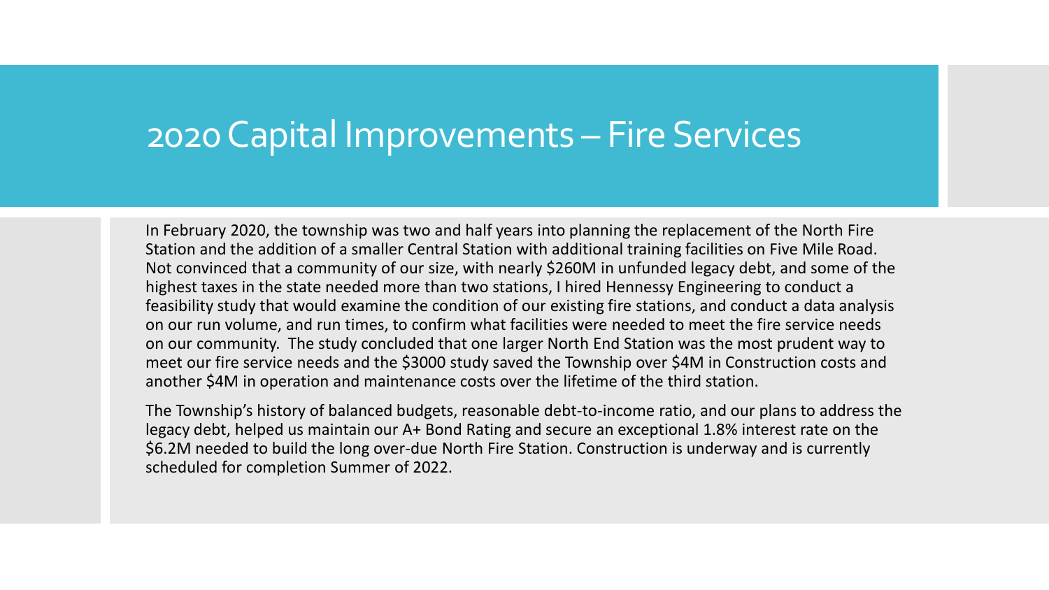# 2020 Capital Improvements – Fire Services

In February 2020, the township was two and half years into planning the replacement of the North Fire Station and the addition of a smaller Central Station with additional training facilities on Five Mile Road. Not convinced that a community of our size, with nearly $260M in unfunded legacy debt, and some of the highest taxes in the state needed more than two stations, I hired Hennessy Engineering to conduct a feasibility study that would examine the condition of our existing fire stations, and conduct a data analysis on our run volume, and run times, to confirm what facilities were needed to meet the fire service needs on our community. The study concluded that one larger North End Station was the most prudent way to meet our fire service needs and the $3000 study saved the Township over $4M in Construction costs and another $4M in operation and maintenance costs over the lifetime of the third station.

The Township's history of balanced budgets, reasonable debt-to-income ratio, and our plans to address the legacy debt, helped us maintain our A+ Bond Rating and secure an exceptional 1.8% interest rate on the $6.2M needed to build the long over-due North Fire Station. Construction is underway and is currently scheduled for completion Summer of 2022.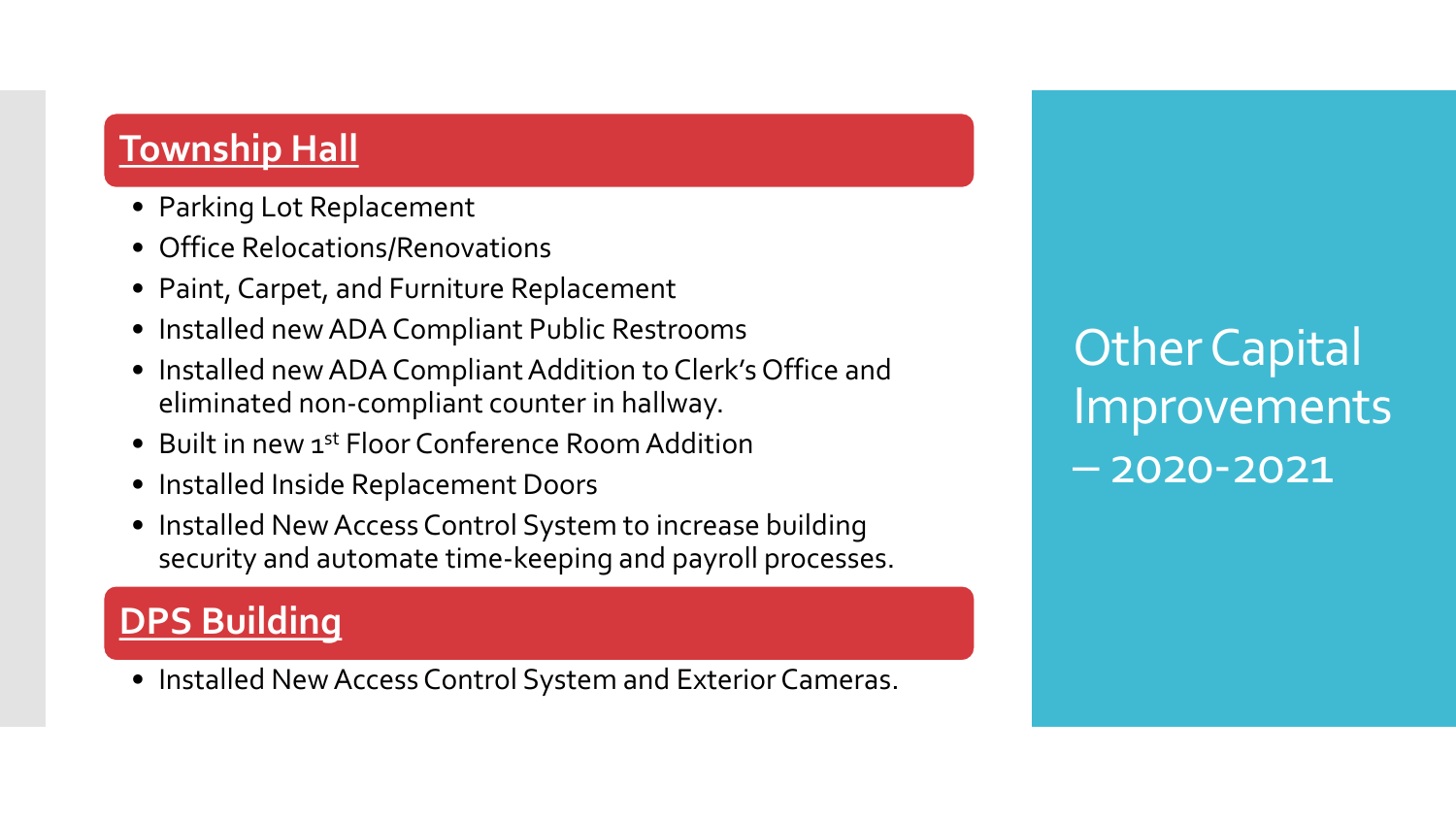# Other Capital Improvements – 2020-2021

## Township Hall

- Parking Lot Replacement
- Office Relocations/Renovations
- Paint, Carpet, and Furniture Replacement
- Installed new ADA Compliant Public Restrooms
- Installed new ADA Compliant Addition to Clerk's Office and eliminated non-compliant counter in hallway.
- Built in new 1st Floor Conference Room Addition
- Installed Inside Replacement Doors
- Installed New Access Control System to increase building security and automate time-keeping and payroll processes.

## DPS Building

- Installed New Access Control System and Exterior Cameras.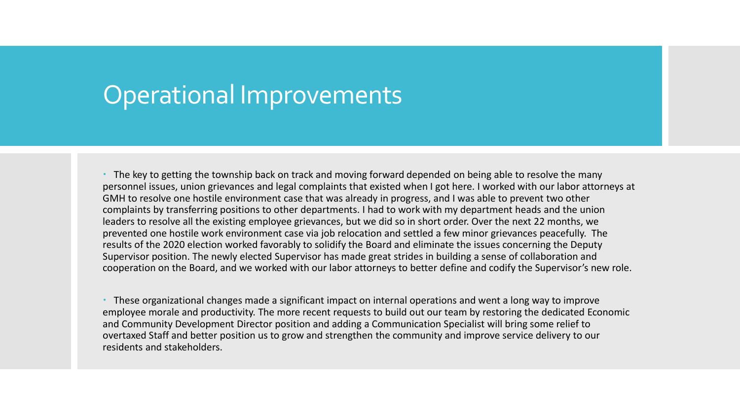# Operational Improvements

- The key to getting the township back on track and moving forward depended on being able to resolve the many personnel issues, union grievances and legal complaints that existed when I got here. I worked with our labor attorneys at GMH to resolve one hostile environment case that was already in progress, and I was able to prevent two other complaints by transferring positions to other departments. I had to work with my department heads and the union leaders to resolve all the existing employee grievances, but we did so in short order. Over the next 22 months, we prevented one hostile work environment case via job relocation and settled a few minor grievances peacefully. The results of the 2020 election worked favorably to solidify the Board and eliminate the issues concerning the Deputy Supervisor position. The newly elected Supervisor has made great strides in building a sense of collaboration and cooperation on the Board, and we worked with our labor attorneys to better define and codify the Supervisor's new role.

- These organizational changes made a significant impact on internal operations and went a long way to improve employee morale and productivity. The more recent requests to build out our team by restoring the dedicated Economic and Community Development Director position and adding a Communication Specialist will bring some relief to overtaxed Staff and better position us to grow and strengthen the community and improve service delivery to our residents and stakeholders.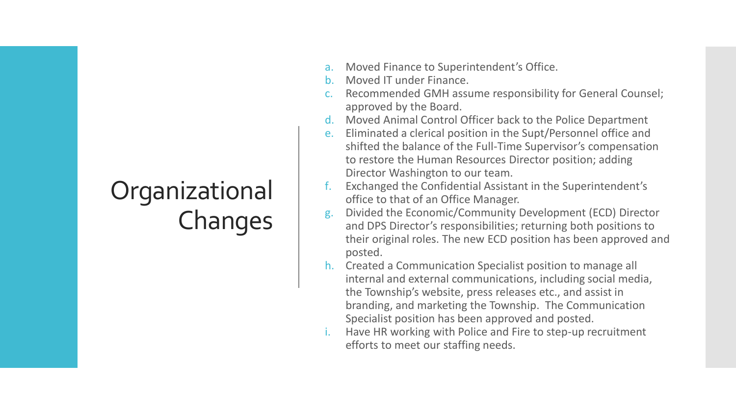# Organizational Changes

a. Moved Finance to Superintendent's Office.
b. Moved IT under Finance.
c. Recommended GMH assume responsibility for General Counsel; approved by the Board.
d. Moved Animal Control Officer back to the Police Department
e. Eliminated a clerical position in the Supt/Personnel office and shifted the balance of the Full-Time Supervisor's compensation to restore the Human Resources Director position; adding Director Washington to our team.
f. Exchanged the Confidential Assistant in the Superintendent's office to that of an Office Manager.
g. Divided the Economic/Community Development (ECD) Director and DPS Director's responsibilities; returning both positions to their original roles. The new ECD position has been approved and posted.
h. Created a Communication Specialist position to manage all internal and external communications, including social media, the Township's website, press releases etc., and assist in branding, and marketing the Township. The Communication Specialist position has been approved and posted.
i. Have HR working with Police and Fire to step-up recruitment efforts to meet our staffing needs.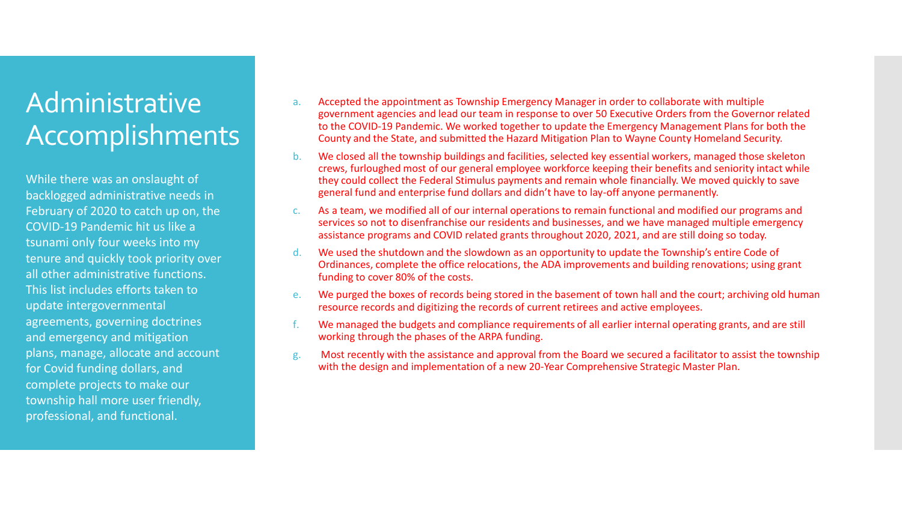# Administrative Accomplishments

While there was an onslaught of backlogged administrative needs in February of 2020 to catch up on, the COVID-19 Pandemic hit us like a tsunami only four weeks into my tenure and quickly took priority over all other administrative functions. This list includes efforts taken to update intergovernmental agreements, governing doctrines and emergency and mitigation plans, manage, allocate and account for Covid funding dollars, and complete projects to make our township hall more user friendly, professional, and functional.

a. Accepted the appointment as Township Emergency Manager in order to collaborate with multiple government agencies and lead our team in response to over 50 Executive Orders from the Governor related to the COVID-19 Pandemic. We worked together to update the Emergency Management Plans for both the County and the State, and submitted the Hazard Mitigation Plan to Wayne County Homeland Security.

b. We closed all the township buildings and facilities, selected key essential workers, managed those skeleton crews, furloughed most of our general employee workforce keeping their benefits and seniority intact while they could collect the Federal Stimulus payments and remain whole financially. We moved quickly to save general fund and enterprise fund dollars and didn't have to lay-off anyone permanently.

c. As a team, we modified all of our internal operations to remain functional and modified our programs and services so not to disenfranchise our residents and businesses, and we have managed multiple emergency assistance programs and COVID related grants throughout 2020, 2021, and are still doing so today.

d. We used the shutdown and the slowdown as an opportunity to update the Township's entire Code of Ordinances, complete the office relocations, the ADA improvements and building renovations; using grant funding to cover 80% of the costs.

e. We purged the boxes of records being stored in the basement of town hall and the court; archiving old human resource records and digitizing the records of current retirees and active employees.

f. We managed the budgets and compliance requirements of all earlier internal operating grants, and are still working through the phases of the ARPA funding.

g. Most recently with the assistance and approval from the Board we secured a facilitator to assist the township with the design and implementation of a new 20-Year Comprehensive Strategic Master Plan.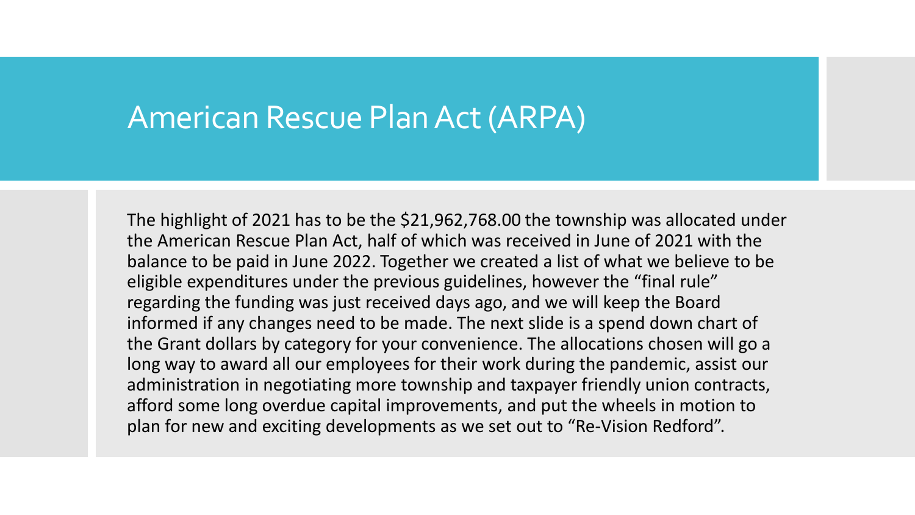# American Rescue Plan Act (ARPA)

The highlight of 2021 has to be the $21,962,768.00 the township was allocated under the American Rescue Plan Act, half of which was received in June of 2021 with the balance to be paid in June 2022. Together we created a list of what we believe to be eligible expenditures under the previous guidelines, however the "final rule" regarding the funding was just received days ago, and we will keep the Board informed if any changes need to be made. The next slide is a spend down chart of the Grant dollars by category for your convenience. The allocations chosen will go a long way to award all our employees for their work during the pandemic, assist our administration in negotiating more township and taxpayer friendly union contracts, afford some long overdue capital improvements, and put the wheels in motion to plan for new and exciting developments as we set out to "Re-Vision Redford".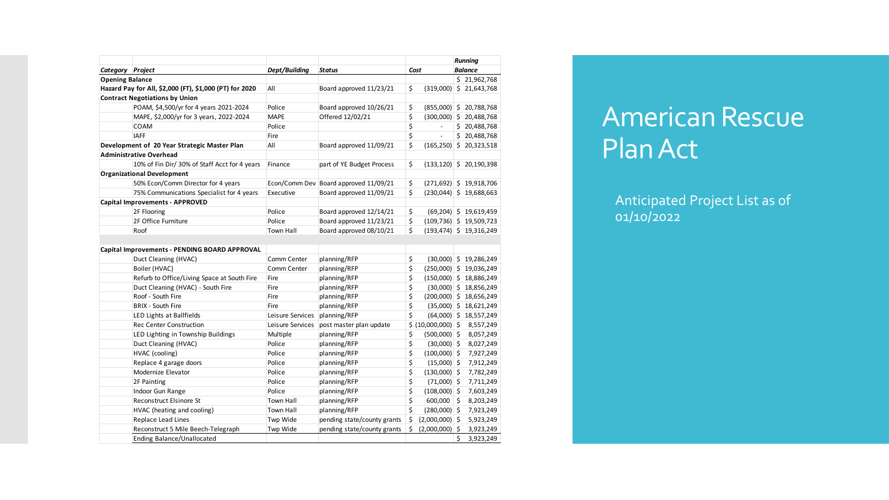# American Rescue Plan Act

Anticipated Project List as of 01/10/2022

| Category | Project | Dept/Building | Status | Cost | Running Balance |
|---|---|---|---|---|---|
| **Opening Balance** | | | | | $ 21,962,768 |
| **Hazard Pay for All, $2,000 (FT), $1,000 (PT) for 2020** | | All | Board approved 11/23/21 | $ (319,000) | $ 21,643,768 |
| **Contract Negotiations by Union** | | | | | |
| | POAM, $4,500/yr for 4 years 2021-2024 | Police | Board approved 10/26/21 | $ (855,000) | $ 20,788,768 |
| | MAPE, $2,000/yr for 3 years, 2022-2024 | MAPE | Offered 12/02/21 | $ (300,000) | $ 20,488,768 |
| | COAM | Police | | $ - | $ 20,488,768 |
| | IAFF | Fire | | $ - | $ 20,488,768 |
| **Development of 20 Year Strategic Master Plan** | | All | Board approved 11/09/21 | $ (165,250) | $ 20,323,518 |
| **Administrative Overhead** | | | | | |
| | 10% of Fin Dir/ 30% of Staff Acct for 4 years | Finance | part of YE Budget Process | $ (133,120) | $ 20,190,398 |
| **Organizational Development** | | | | | |
| | 50% Econ/Comm Director for 4 years | Econ/Comm Dev | Board approved 11/09/21 | $ (271,692) | $ 19,918,706 |
| | 75% Communications Specialist for 4 years | Executive | Board approved 11/09/21 | $ (230,044) | $ 19,688,663 |
| **Capital Improvements - APPROVED** | | | | | |
| | 2F Flooring | Police | Board approved 12/14/21 | $ (69,204) | $ 19,619,459 |
| | 2F Office Furniture | Police | Board approved 11/23/21 | $ (109,736) | $ 19,509,723 |
| | Roof | Town Hall | Board approved 08/10/21 | $ (193,474) | $ 19,316,249 |
| | | | | | |
| **Capital Improvements - PENDING BOARD APPROVAL** | | | | | |
| | Duct Cleaning (HVAC) | Comm Center | planning/RFP | $ (30,000) | $ 19,286,249 |
| | Boiler (HVAC) | Comm Center | planning/RFP | $ (250,000) | $ 19,036,249 |
| | Refurb to Office/Living Space at South Fire | Fire | planning/RFP | $ (150,000) | $ 18,886,249 |
| | Duct Cleaning (HVAC) - South Fire | Fire | planning/RFP | $ (30,000) | $ 18,856,249 |
| | Roof - South Fire | Fire | planning/RFP | $ (200,000) | $ 18,656,249 |
| | BRIX - South Fire | Fire | planning/RFP | $ (35,000) | $ 18,621,249 |
| | LED Lights at Ballfields | Leisure Services | planning/RFP | $ (64,000) | $ 18,557,249 |
| | Rec Center Construction | Leisure Services | post master plan update | $ (10,000,000) | $ 8,557,249 |
| | LED Lighting in Township Buildings | Multiple | planning/RFP | $ (500,000) | $ 8,057,249 |
| | Duct Cleaning (HVAC) | Police | planning/RFP | $ (30,000) | $ 8,027,249 |
| | HVAC (cooling) | Police | planning/RFP | $ (100,000) | $ 7,927,249 |
| | Replace 4 garage doors | Police | planning/RFP | $ (15,000) | $ 7,912,249 |
| | Modernize Elevator | Police | planning/RFP | $ (130,000) | $ 7,782,249 |
| | 2F Painting | Police | planning/RFP | $ (71,000) | $ 7,711,249 |
| | Indoor Gun Range | Police | planning/RFP | $ (108,000) | $ 7,603,249 |
| | Reconstruct Elsinore St | Town Hall | planning/RFP | $ 600,000 | $ 8,203,249 |
| | HVAC (heating and cooling) | Town Hall | planning/RFP | $ (280,000) | $ 7,923,249 |
| | Replace Lead Lines | Twp Wide | pending state/county grants | $ (2,000,000) | $ 5,923,249 |
| | Reconstruct 5 Mile Beech-Telegraph | Twp Wide | pending state/county grants | $ (2,000,000) | $ 3,923,249 |
| | Ending Balance/Unallocated | | | | $ 3,923,249 |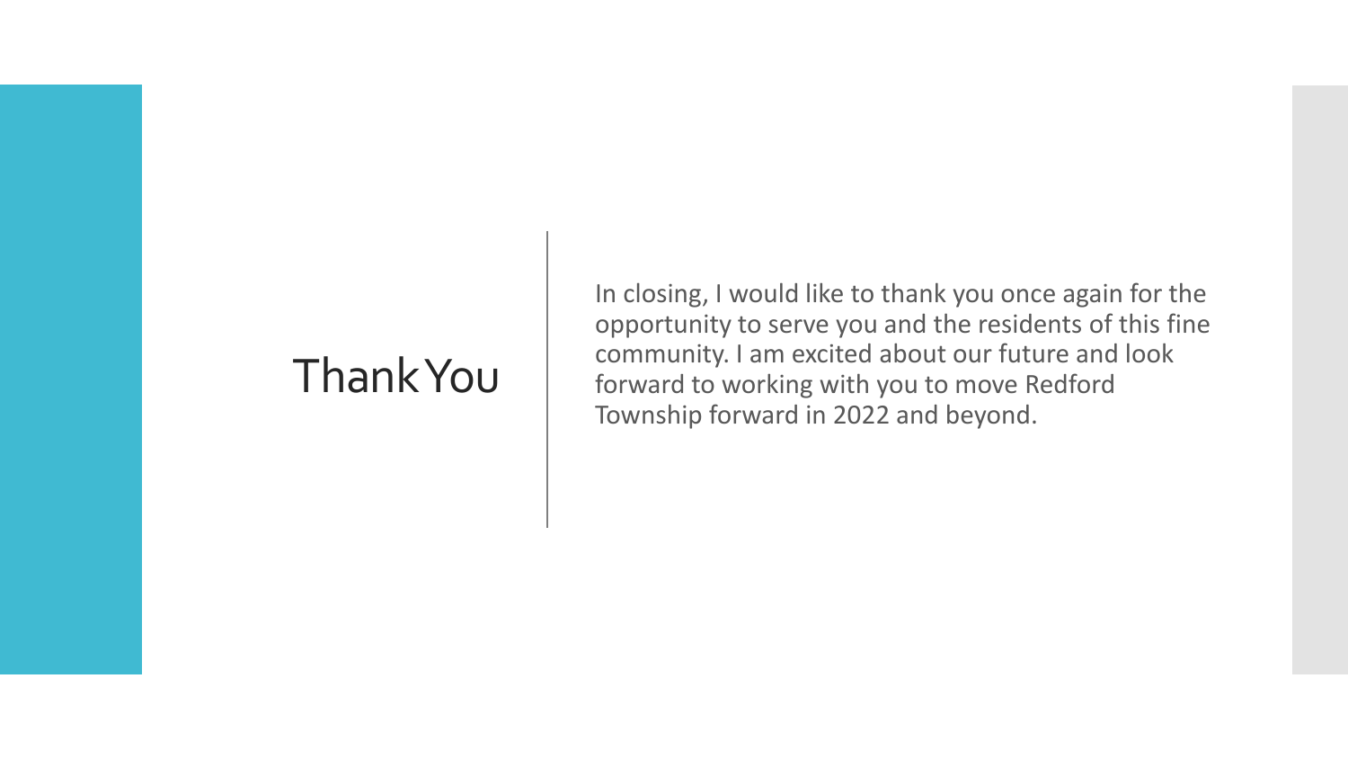# Thank You

In closing, I would like to thank you once again for the opportunity to serve you and the residents of this fine community. I am excited about our future and look forward to working with you to move Redford Township forward in 2022 and beyond.